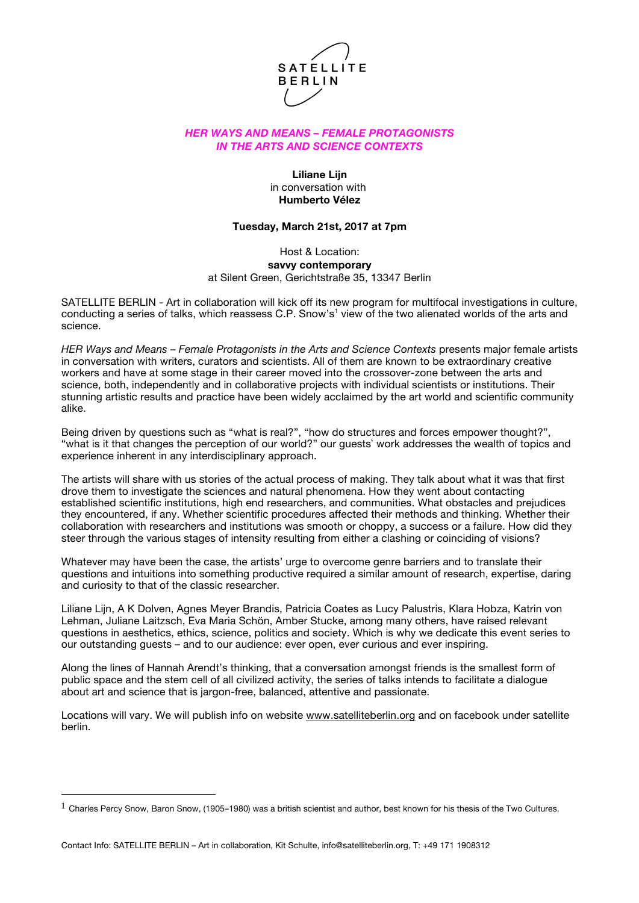SATELLITE BERLIN

## *HER WAYS AND MEANS – FEMALE PROTAGONISTS IN THE ARTS AND SCIENCE CONTEXTS*

**Liliane Lijn**
in conversation with
**Humberto Vélez**

**Tuesday, March 21st, 2017 at 7pm**

Host & Location:
**savvy contemporary**
at Silent Green, Gerichtstraße 35, 13347 Berlin

SATELLITE BERLIN - Art in collaboration will kick off its new program for multifocal investigations in culture, conducting a series of talks, which reassess C.P. Snow's[1] view of the two alienated worlds of the arts and science.

*HER Ways and Means – Female Protagonists in the Arts and Science Contexts* presents major female artists in conversation with writers, curators and scientists. All of them are known to be extraordinary creative workers and have at some stage in their career moved into the crossover-zone between the arts and science, both, independently and in collaborative projects with individual scientists or institutions. Their stunning artistic results and practice have been widely acclaimed by the art world and scientific community alike.

Being driven by questions such as "what is real?", "how do structures and forces empower thought?", "what is it that changes the perception of our world?" our guests` work addresses the wealth of topics and experience inherent in any interdisciplinary approach.

The artists will share with us stories of the actual process of making. They talk about what it was that first drove them to investigate the sciences and natural phenomena. How they went about contacting established scientific institutions, high end researchers, and communities. What obstacles and prejudices they encountered, if any. Whether scientific procedures affected their methods and thinking. Whether their collaboration with researchers and institutions was smooth or choppy, a success or a failure. How did they steer through the various stages of intensity resulting from either a clashing or coinciding of visions?

Whatever may have been the case, the artists' urge to overcome genre barriers and to translate their questions and intuitions into something productive required a similar amount of research, expertise, daring and curiosity to that of the classic researcher.

Liliane Lijn, A K Dolven, Agnes Meyer Brandis, Patricia Coates as Lucy Palustris, Klara Hobza, Katrin von Lehman, Juliane Laitzsch, Eva Maria Schön, Amber Stucke, among many others, have raised relevant questions in aesthetics, ethics, science, politics and society. Which is why we dedicate this event series to our outstanding guests – and to our audience: ever open, ever curious and ever inspiring.

Along the lines of Hannah Arendt's thinking, that a conversation amongst friends is the smallest form of public space and the stem cell of all civilized activity, the series of talks intends to facilitate a dialogue about art and science that is jargon-free, balanced, attentive and passionate.

Locations will vary. We will publish info on website www.satelliteberlin.org and on facebook under satellite berlin.

---

[1] Charles Percy Snow, Baron Snow, (1905–1980) was a british scientist and author, best known for his thesis of the Two Cultures.

Contact Info: SATELLITE BERLIN – Art in collaboration, Kit Schulte, info@satelliteberlin.org, T: +49 171 1908312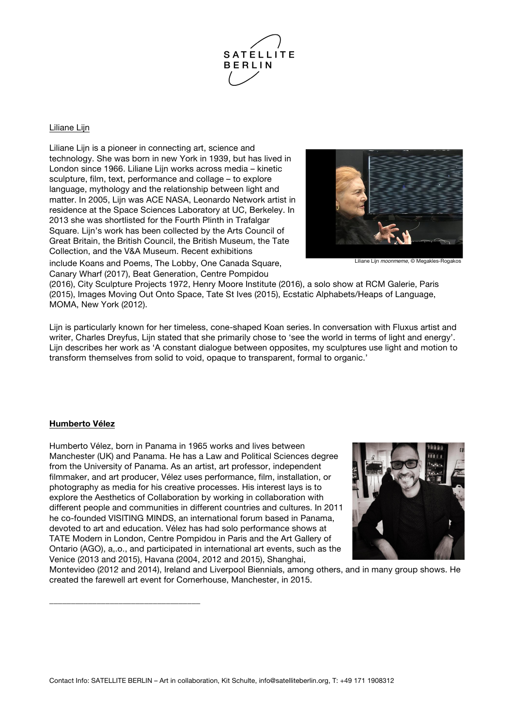Liliane Lijn

Liliane Lijn is a pioneer in connecting art, science and technology. She was born in new York in 1939, but has lived in London since 1966. Liliane Lijn works across media – kinetic sculpture, film, text, performance and collage – to explore language, mythology and the relationship between light and matter. In 2005, Lijn was ACE NASA, Leonardo Network artist in residence at the Space Sciences Laboratory at UC, Berkeley. In 2013 she was shortlisted for the Fourth Plinth in Trafalgar Square. Lijn's work has been collected by the Arts Council of Great Britain, the British Council, the British Museum, the Tate Collection, and the V&A Museum. Recent exhibitions include Koans and Poems, The Lobby, One Canada Square, Canary Wharf (2017), Beat Generation, Centre Pompidou (2016), City Sculpture Projects 1972, Henry Moore Institute (2016), a solo show at RCM Galerie, Paris (2015), Images Moving Out Onto Space, Tate St Ives (2015), Ecstatic Alphabets/Heaps of Language, MOMA, New York (2012).

Liliane Lijn *moonmeme*, © Megakles-Rogakos

Lijn is particularly known for her timeless, cone-shaped Koan series. In conversation with Fluxus artist and writer, Charles Dreyfus, Lijn stated that she primarily chose to 'see the world in terms of light and energy'. Lijn describes her work as 'A constant dialogue between opposites, my sculptures use light and motion to transform themselves from solid to void, opaque to transparent, formal to organic.'

**Humberto Vélez**

Humberto Vélez, born in Panama in 1965 works and lives between Manchester (UK) and Panama. He has a Law and Political Sciences degree from the University of Panama. As an artist, art professor, independent filmmaker, and art producer, Vélez uses performance, film, installation, or photography as media for his creative processes. His interest lays is to explore the Aesthetics of Collaboration by working in collaboration with different people and communities in different countries and cultures. In 2011 he co-founded VISITING MINDS, an international forum based in Panama, devoted to art and education. Vélez has had solo performance shows at TATE Modern in London, Centre Pompidou in Paris and the Art Gallery of Ontario (AGO), a,.o., and participated in international art events, such as the Venice (2013 and 2015), Havana (2004, 2012 and 2015), Shanghai, Montevideo (2012 and 2014), Ireland and Liverpool Biennials, among others, and in many group shows. He created the farewell art event for Cornerhouse, Manchester, in 2015.

---

Contact Info: SATELLITE BERLIN – Art in collaboration, Kit Schulte, info@satelliteberlin.org, T: +49 171 1908312